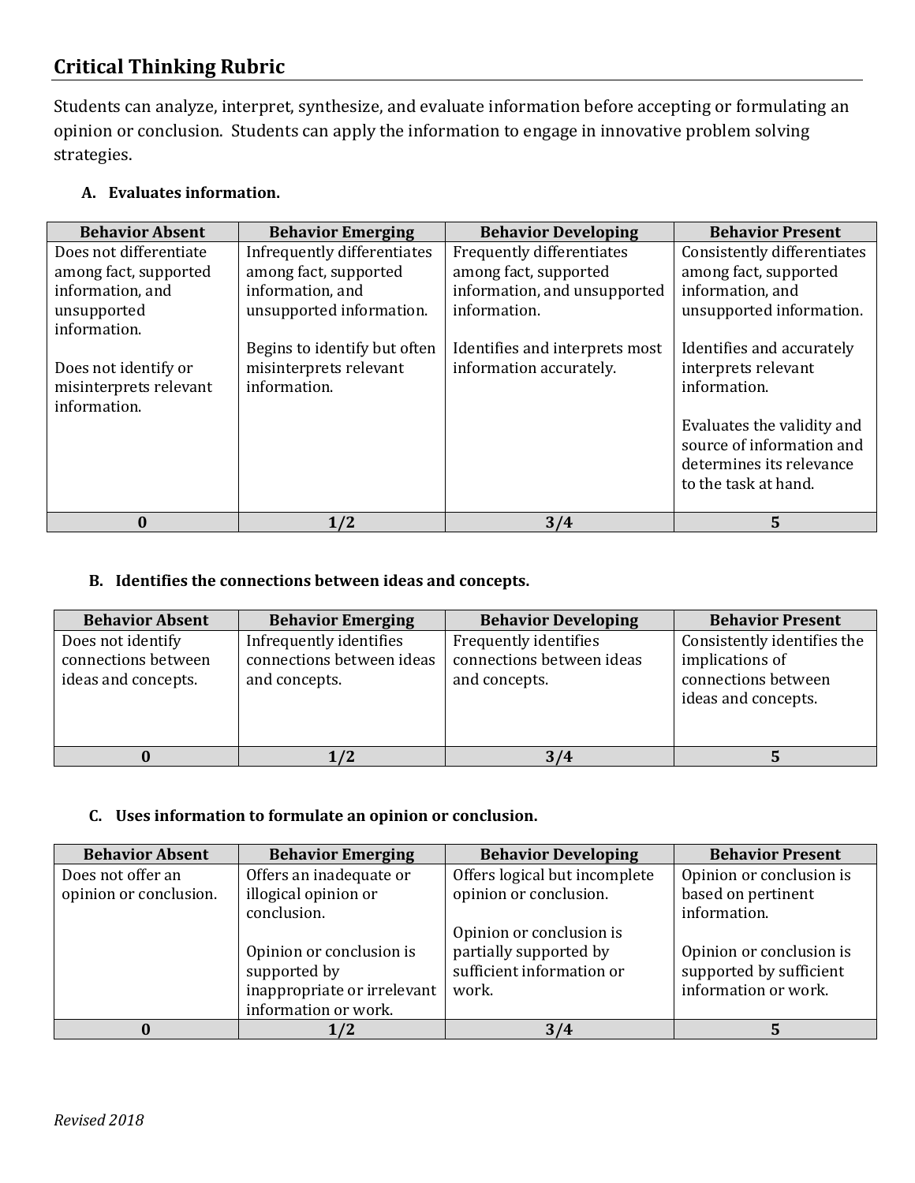## Critical Thinking Rubric

Students can analyze, interpret, synthesize, and evaluate information before accepting or formulating an opinion or conclusion. Students can apply the information to engage in innovative problem solving strategies.

**A. Evaluates information.**

| Behavior Absent | Behavior Emerging | Behavior Developing | Behavior Present |
|---|---|---|---|
| Does not differentiate among fact, supported information, and unsupported information.<br><br>Does not identify or misinterprets relevant information. | Infrequently differentiates among fact, supported information, and unsupported information.<br><br>Begins to identify but often misinterprets relevant information. | Frequently differentiates among fact, supported information, and unsupported information.<br><br>Identifies and interprets most information accurately. | Consistently differentiates among fact, supported information, and unsupported information.<br><br>Identifies and accurately interprets relevant information.<br><br>Evaluates the validity and source of information and determines its relevance to the task at hand. |
| **0** | **1/2** | **3/4** | **5** |

**B. Identifies the connections between ideas and concepts.**

| Behavior Absent | Behavior Emerging | Behavior Developing | Behavior Present |
|---|---|---|---|
| Does not identify connections between ideas and concepts. | Infrequently identifies connections between ideas and concepts. | Frequently identifies connections between ideas and concepts. | Consistently identifies the implications of connections between ideas and concepts. |
| **0** | **1/2** | **3/4** | **5** |

**C. Uses information to formulate an opinion or conclusion.**

| Behavior Absent | Behavior Emerging | Behavior Developing | Behavior Present |
|---|---|---|---|
| Does not offer an opinion or conclusion. | Offers an inadequate or illogical opinion or conclusion.<br><br>Opinion or conclusion is supported by inappropriate or irrelevant information or work. | Offers logical but incomplete opinion or conclusion.<br><br>Opinion or conclusion is partially supported by sufficient information or work. | Opinion or conclusion is based on pertinent information.<br><br>Opinion or conclusion is supported by sufficient information or work. |
| **0** | **1/2** | **3/4** | **5** |

*Revised 2018*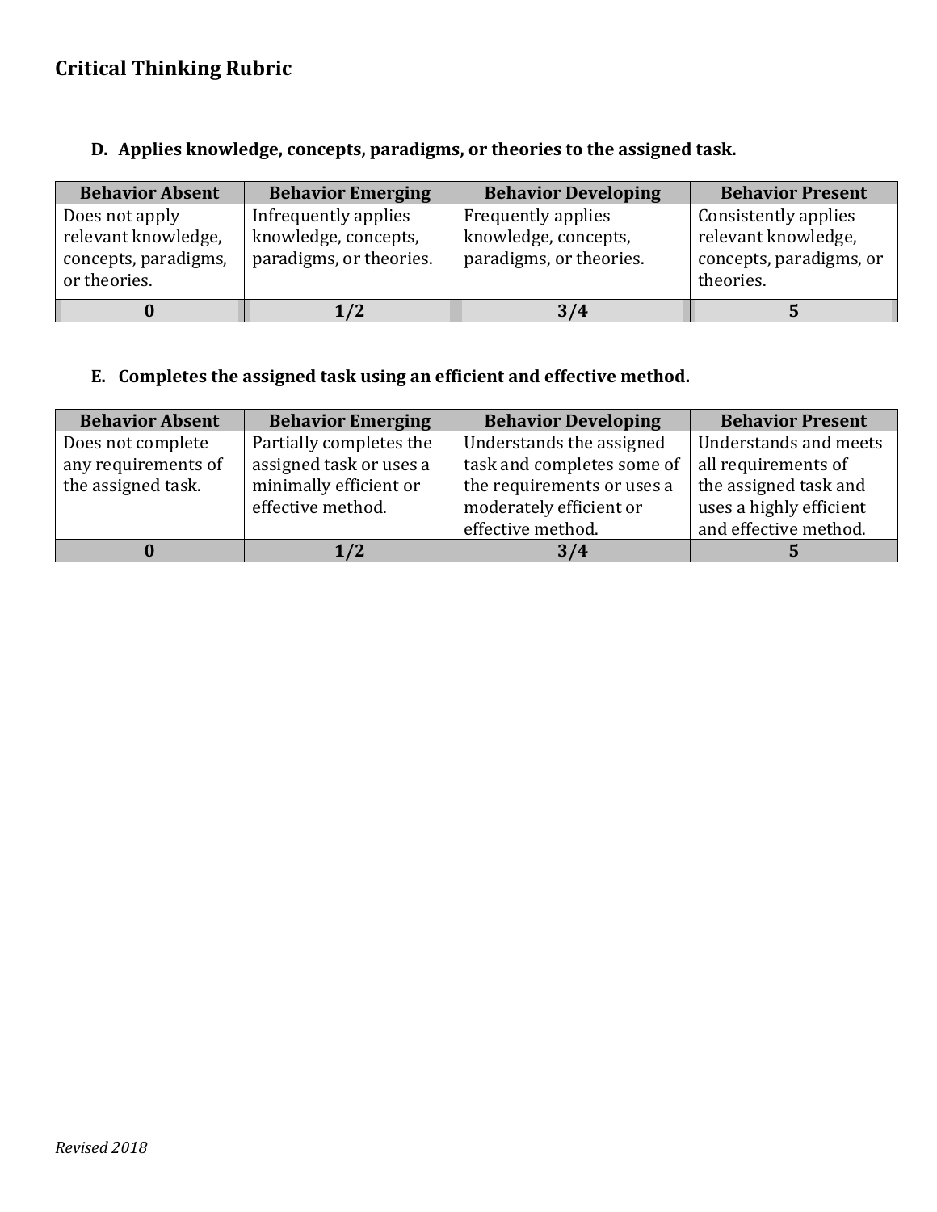## Critical Thinking Rubric

### D. Applies knowledge, concepts, paradigms, or theories to the assigned task.

| Behavior Absent | Behavior Emerging | Behavior Developing | Behavior Present |
|---|---|---|---|
| Does not apply relevant knowledge, concepts, paradigms, or theories. | Infrequently applies knowledge, concepts, paradigms, or theories. | Frequently applies knowledge, concepts, paradigms, or theories. | Consistently applies relevant knowledge, concepts, paradigms, or theories. |
| **0** | **1/2** | **3/4** | **5** |

### E. Completes the assigned task using an efficient and effective method.

| Behavior Absent | Behavior Emerging | Behavior Developing | Behavior Present |
|---|---|---|---|
| Does not complete any requirements of the assigned task. | Partially completes the assigned task or uses a minimally efficient or effective method. | Understands the assigned task and completes some of the requirements or uses a moderately efficient or effective method. | Understands and meets all requirements of the assigned task and uses a highly efficient and effective method. |
| **0** | **1/2** | **3/4** | **5** |

*Revised 2018*